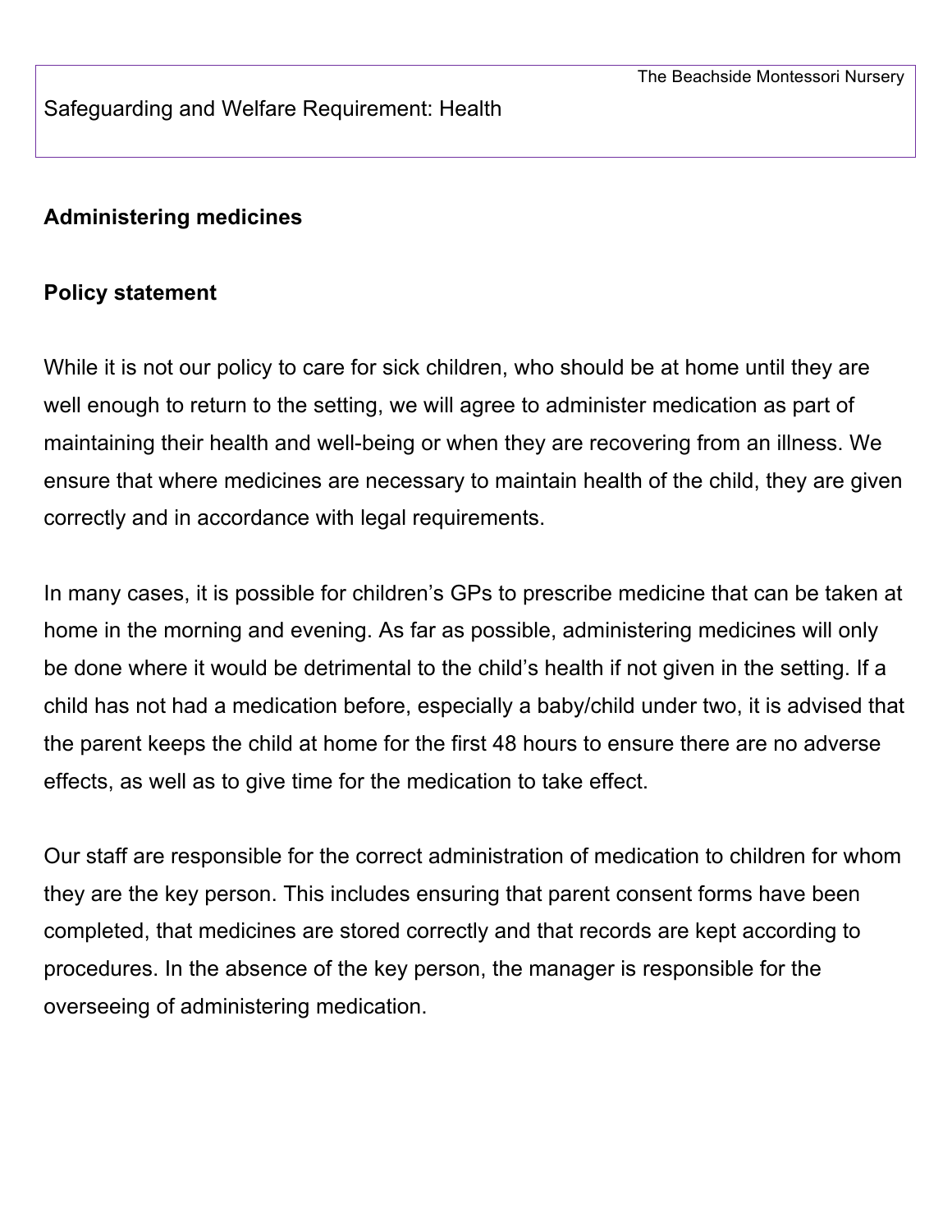Safeguarding and Welfare Requirement: Health

## Administering medicines

### Policy statement

While it is not our policy to care for sick children, who should be at home until they are well enough to return to the setting, we will agree to administer medication as part of maintaining their health and well-being or when they are recovering from an illness. We ensure that where medicines are necessary to maintain health of the child, they are given correctly and in accordance with legal requirements.

In many cases, it is possible for children's GPs to prescribe medicine that can be taken at home in the morning and evening. As far as possible, administering medicines will only be done where it would be detrimental to the child's health if not given in the setting. If a child has not had a medication before, especially a baby/child under two, it is advised that the parent keeps the child at home for the first 48 hours to ensure there are no adverse effects, as well as to give time for the medication to take effect.

Our staff are responsible for the correct administration of medication to children for whom they are the key person. This includes ensuring that parent consent forms have been completed, that medicines are stored correctly and that records are kept according to procedures. In the absence of the key person, the manager is responsible for the overseeing of administering medication.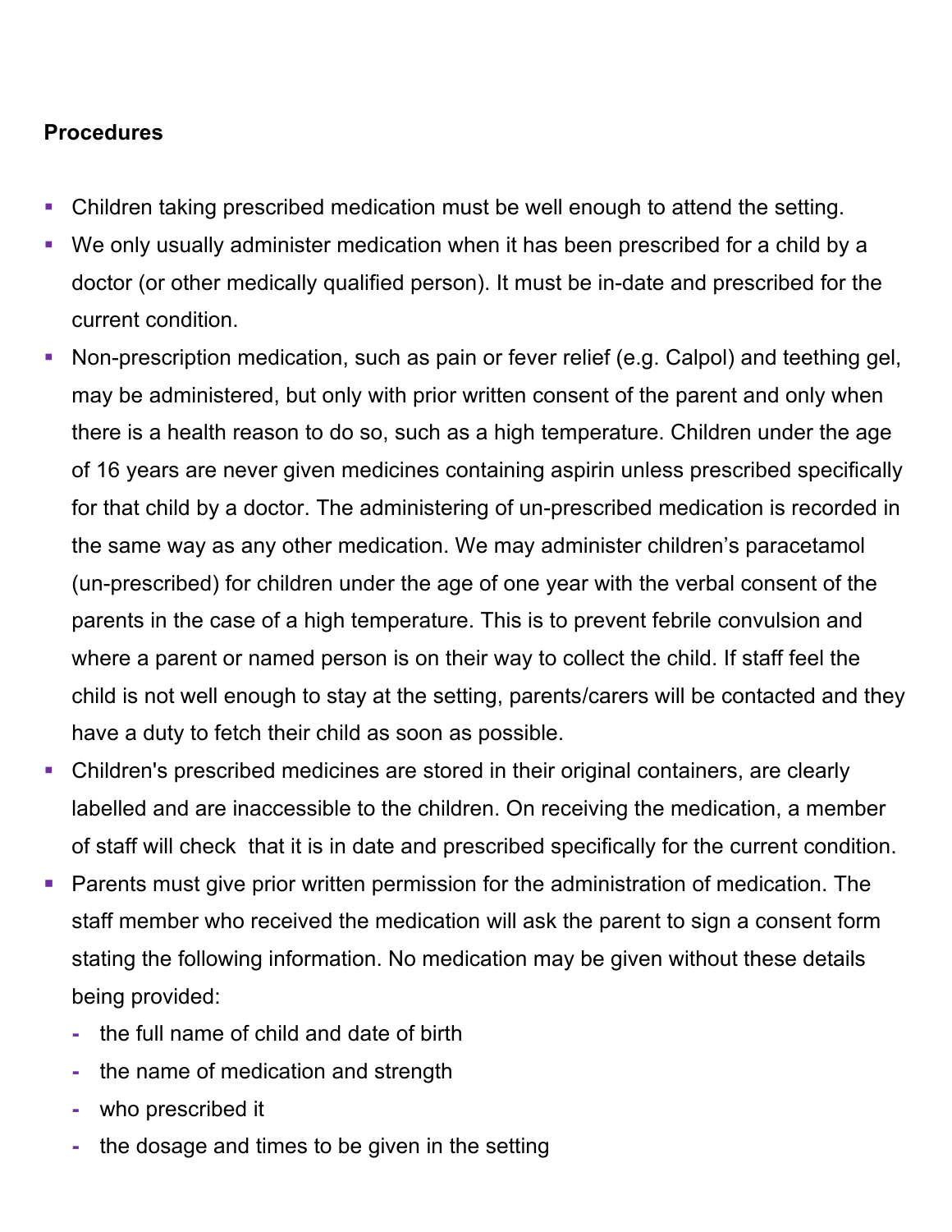**Procedures**

- Children taking prescribed medication must be well enough to attend the setting.
- We only usually administer medication when it has been prescribed for a child by a doctor (or other medically qualified person). It must be in-date and prescribed for the current condition.
- Non-prescription medication, such as pain or fever relief (e.g. Calpol) and teething gel, may be administered, but only with prior written consent of the parent and only when there is a health reason to do so, such as a high temperature. Children under the age of 16 years are never given medicines containing aspirin unless prescribed specifically for that child by a doctor. The administering of un-prescribed medication is recorded in the same way as any other medication. We may administer children's paracetamol (un-prescribed) for children under the age of one year with the verbal consent of the parents in the case of a high temperature. This is to prevent febrile convulsion and where a parent or named person is on their way to collect the child. If staff feel the child is not well enough to stay at the setting, parents/carers will be contacted and they have a duty to fetch their child as soon as possible.
- Children's prescribed medicines are stored in their original containers, are clearly labelled and are inaccessible to the children. On receiving the medication, a member of staff will check that it is in date and prescribed specifically for the current condition.
- Parents must give prior written permission for the administration of medication. The staff member who received the medication will ask the parent to sign a consent form stating the following information. No medication may be given without these details being provided:
  - the full name of child and date of birth
  - the name of medication and strength
  - who prescribed it
  - the dosage and times to be given in the setting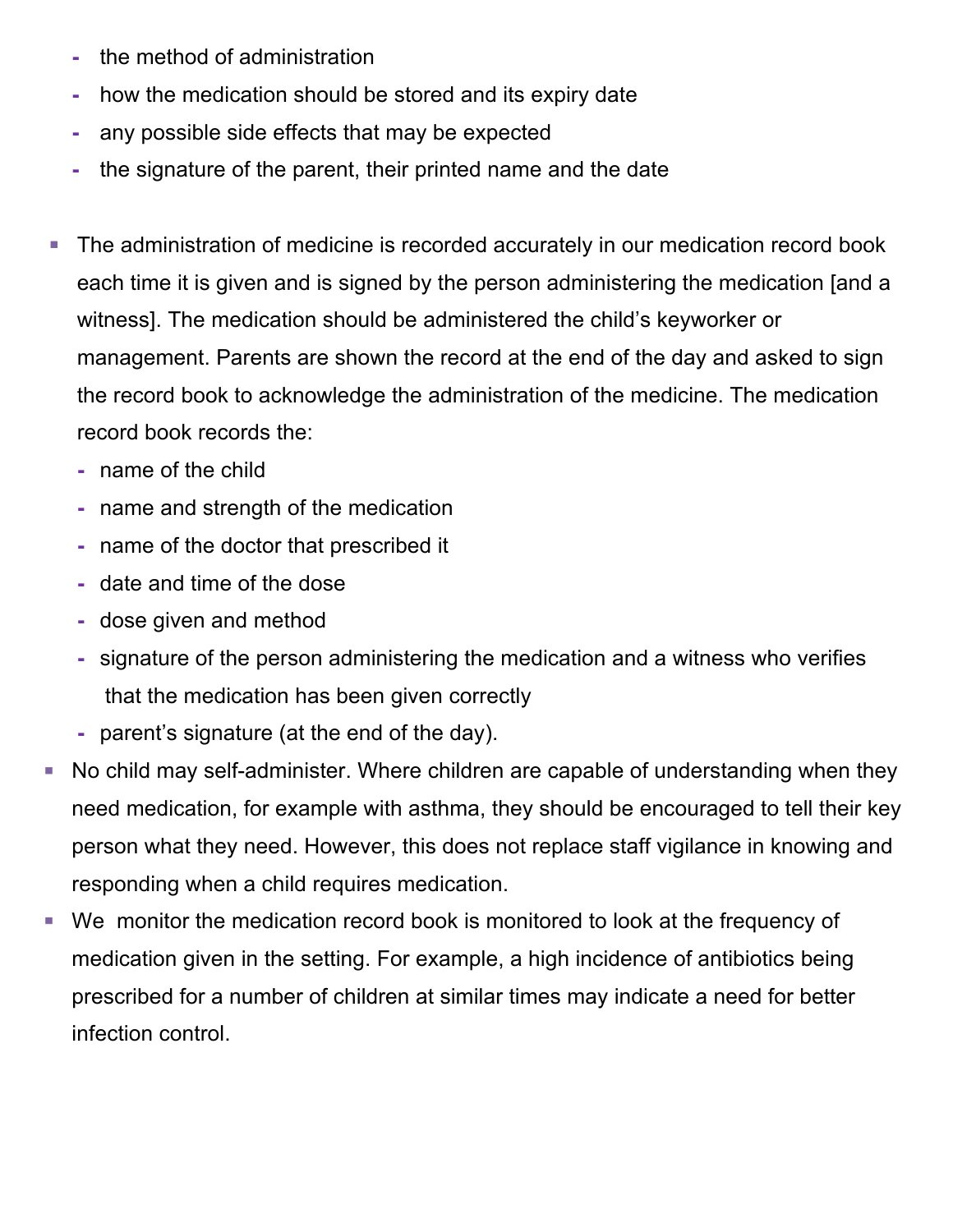- the method of administration
- how the medication should be stored and its expiry date
- any possible side effects that may be expected
- the signature of the parent, their printed name and the date

- The administration of medicine is recorded accurately in our medication record book each time it is given and is signed by the person administering the medication [and a witness]. The medication should be administered the child's keyworker or management. Parents are shown the record at the end of the day and asked to sign the record book to acknowledge the administration of the medicine. The medication record book records the:
  - name of the child
  - name and strength of the medication
  - name of the doctor that prescribed it
  - date and time of the dose
  - dose given and method
  - signature of the person administering the medication and a witness who verifies that the medication has been given correctly
  - parent's signature (at the end of the day).
- No child may self-administer. Where children are capable of understanding when they need medication, for example with asthma, they should be encouraged to tell their key person what they need. However, this does not replace staff vigilance in knowing and responding when a child requires medication.
- We monitor the medication record book is monitored to look at the frequency of medication given in the setting. For example, a high incidence of antibiotics being prescribed for a number of children at similar times may indicate a need for better infection control.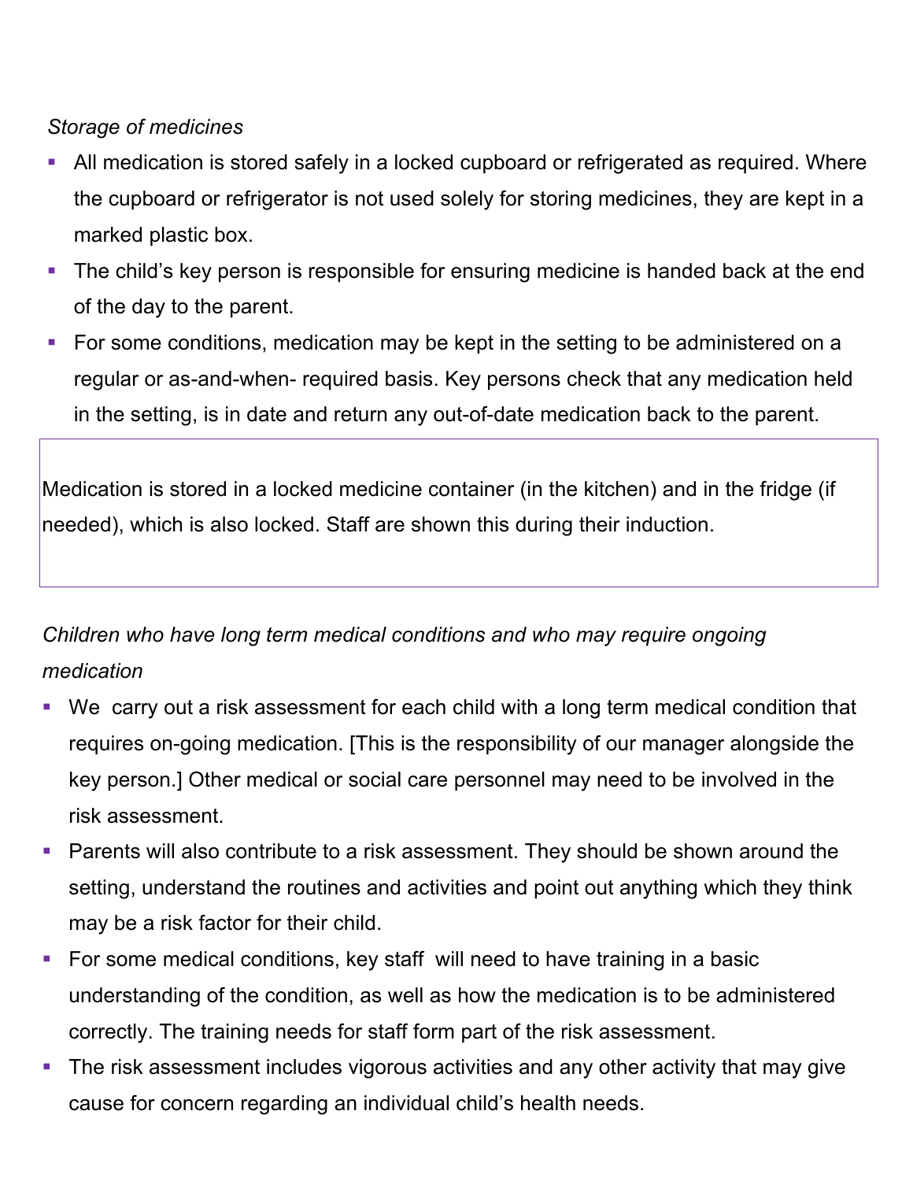*Storage of medicines*

- All medication is stored safely in a locked cupboard or refrigerated as required. Where the cupboard or refrigerator is not used solely for storing medicines, they are kept in a marked plastic box.
- The child's key person is responsible for ensuring medicine is handed back at the end of the day to the parent.
- For some conditions, medication may be kept in the setting to be administered on a regular or as-and-when- required basis. Key persons check that any medication held in the setting, is in date and return any out-of-date medication back to the parent.

| Medication is stored in a locked medicine container (in the kitchen) and in the fridge (if needed), which is also locked. Staff are shown this during their induction. |
|---|

*Children who have long term medical conditions and who may require ongoing medication*

- We carry out a risk assessment for each child with a long term medical condition that requires on-going medication. [This is the responsibility of our manager alongside the key person.] Other medical or social care personnel may need to be involved in the risk assessment.
- Parents will also contribute to a risk assessment. They should be shown around the setting, understand the routines and activities and point out anything which they think may be a risk factor for their child.
- For some medical conditions, key staff will need to have training in a basic understanding of the condition, as well as how the medication is to be administered correctly. The training needs for staff form part of the risk assessment.
- The risk assessment includes vigorous activities and any other activity that may give cause for concern regarding an individual child's health needs.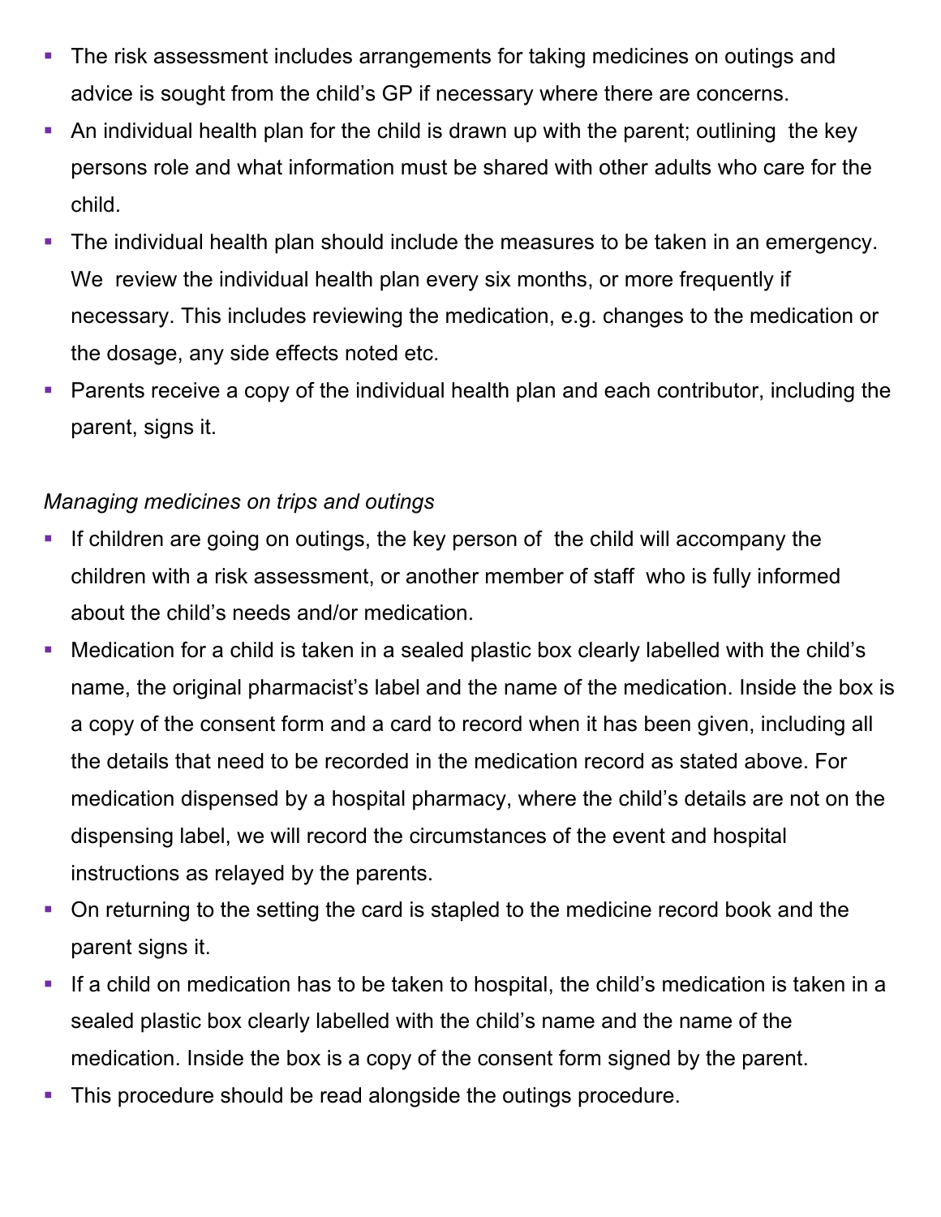- The risk assessment includes arrangements for taking medicines on outings and advice is sought from the child's GP if necessary where there are concerns.
- An individual health plan for the child is drawn up with the parent; outlining the key persons role and what information must be shared with other adults who care for the child.
- The individual health plan should include the measures to be taken in an emergency. We review the individual health plan every six months, or more frequently if necessary. This includes reviewing the medication, e.g. changes to the medication or the dosage, any side effects noted etc.
- Parents receive a copy of the individual health plan and each contributor, including the parent, signs it.

*Managing medicines on trips and outings*

- If children are going on outings, the key person of the child will accompany the children with a risk assessment, or another member of staff who is fully informed about the child's needs and/or medication.
- Medication for a child is taken in a sealed plastic box clearly labelled with the child's name, the original pharmacist's label and the name of the medication. Inside the box is a copy of the consent form and a card to record when it has been given, including all the details that need to be recorded in the medication record as stated above. For medication dispensed by a hospital pharmacy, where the child's details are not on the dispensing label, we will record the circumstances of the event and hospital instructions as relayed by the parents.
- On returning to the setting the card is stapled to the medicine record book and the parent signs it.
- If a child on medication has to be taken to hospital, the child's medication is taken in a sealed plastic box clearly labelled with the child's name and the name of the medication. Inside the box is a copy of the consent form signed by the parent.
- This procedure should be read alongside the outings procedure.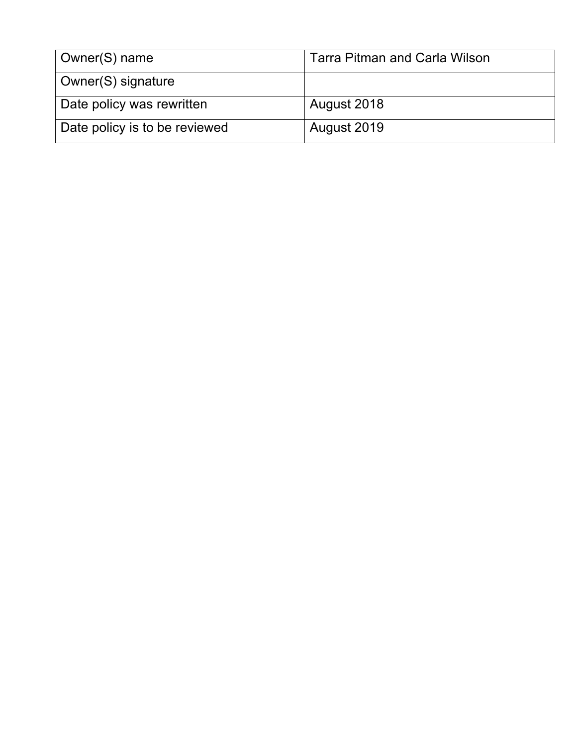| | |
|---|---|
| Owner(S) name | Tarra Pitman and Carla Wilson |
| Owner(S) signature | |
| Date policy was rewritten | August 2018 |
| Date policy is to be reviewed | August 2019 |